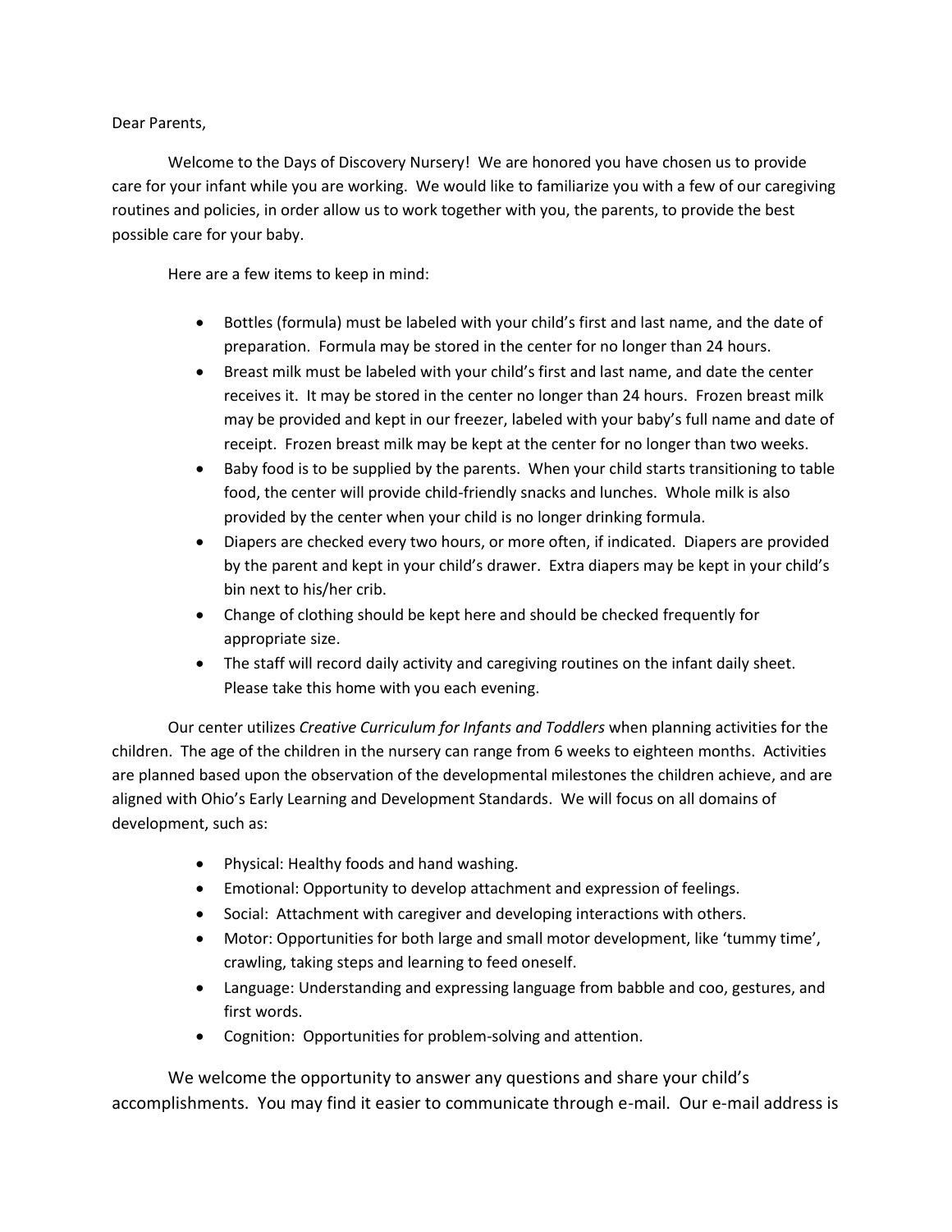Dear Parents,

Welcome to the Days of Discovery Nursery! We are honored you have chosen us to provide care for your infant while you are working. We would like to familiarize you with a few of our caregiving routines and policies, in order allow us to work together with you, the parents, to provide the best possible care for your baby.

Here are a few items to keep in mind:

- Bottles (formula) must be labeled with your child's first and last name, and the date of preparation. Formula may be stored in the center for no longer than 24 hours.
- Breast milk must be labeled with your child's first and last name, and date the center receives it. It may be stored in the center no longer than 24 hours. Frozen breast milk may be provided and kept in our freezer, labeled with your baby's full name and date of receipt. Frozen breast milk may be kept at the center for no longer than two weeks.
- Baby food is to be supplied by the parents. When your child starts transitioning to table food, the center will provide child-friendly snacks and lunches. Whole milk is also provided by the center when your child is no longer drinking formula.
- Diapers are checked every two hours, or more often, if indicated. Diapers are provided by the parent and kept in your child's drawer. Extra diapers may be kept in your child's bin next to his/her crib.
- Change of clothing should be kept here and should be checked frequently for appropriate size.
- The staff will record daily activity and caregiving routines on the infant daily sheet. Please take this home with you each evening.

Our center utilizes *Creative Curriculum for Infants and Toddlers* when planning activities for the children. The age of the children in the nursery can range from 6 weeks to eighteen months. Activities are planned based upon the observation of the developmental milestones the children achieve, and are aligned with Ohio's Early Learning and Development Standards. We will focus on all domains of development, such as:

- Physical: Healthy foods and hand washing.
- Emotional: Opportunity to develop attachment and expression of feelings.
- Social: Attachment with caregiver and developing interactions with others.
- Motor: Opportunities for both large and small motor development, like 'tummy time', crawling, taking steps and learning to feed oneself.
- Language: Understanding and expressing language from babble and coo, gestures, and first words.
- Cognition: Opportunities for problem-solving and attention.

We welcome the opportunity to answer any questions and share your child's accomplishments. You may find it easier to communicate through e-mail. Our e-mail address is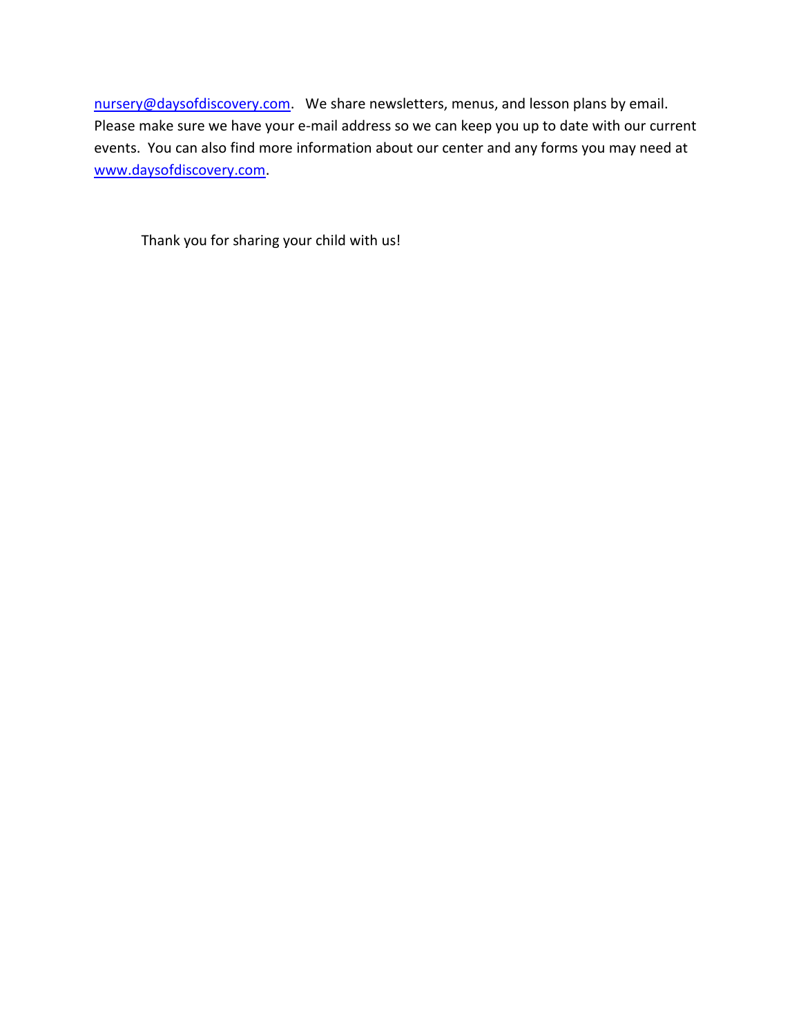nursery@daysofdiscovery.com. We share newsletters, menus, and lesson plans by email. Please make sure we have your e-mail address so we can keep you up to date with our current events. You can also find more information about our center and any forms you may need at www.daysofdiscovery.com.

Thank you for sharing your child with us!